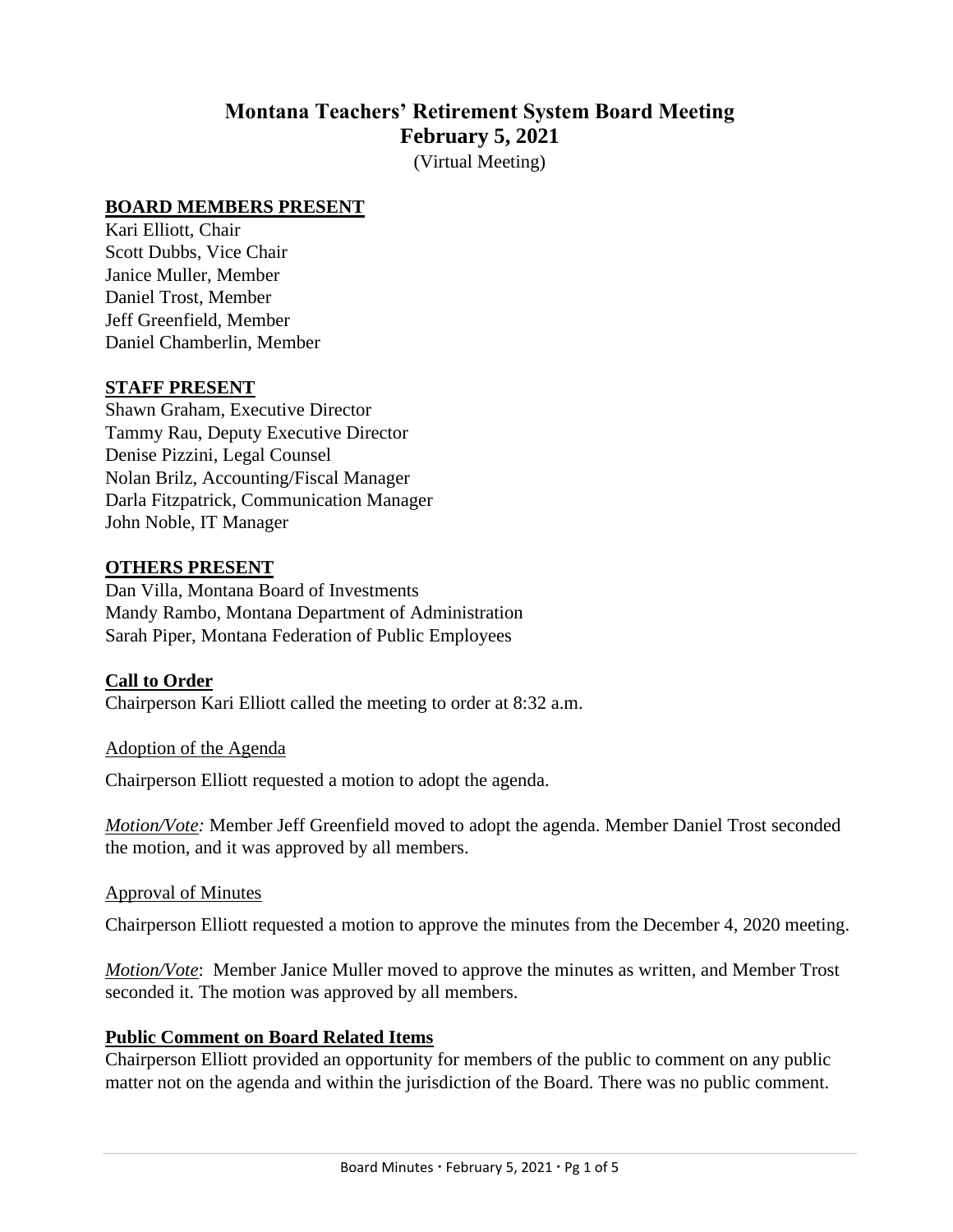# Montana Teachers' Retirement System Board Meeting
## February 5, 2021
(Virtual Meeting)

**BOARD MEMBERS PRESENT**

Kari Elliott, Chair
Scott Dubbs, Vice Chair
Janice Muller, Member
Daniel Trost, Member
Jeff Greenfield, Member
Daniel Chamberlin, Member

**STAFF PRESENT**

Shawn Graham, Executive Director
Tammy Rau, Deputy Executive Director
Denise Pizzini, Legal Counsel
Nolan Brilz, Accounting/Fiscal Manager
Darla Fitzpatrick, Communication Manager
John Noble, IT Manager

**OTHERS PRESENT**

Dan Villa, Montana Board of Investments
Mandy Rambo, Montana Department of Administration
Sarah Piper, Montana Federation of Public Employees

**Call to Order**

Chairperson Kari Elliott called the meeting to order at 8:32 a.m.

Adoption of the Agenda

Chairperson Elliott requested a motion to adopt the agenda.

*Motion/Vote:* Member Jeff Greenfield moved to adopt the agenda. Member Daniel Trost seconded the motion, and it was approved by all members.

Approval of Minutes

Chairperson Elliott requested a motion to approve the minutes from the December 4, 2020 meeting.

*Motion/Vote*: Member Janice Muller moved to approve the minutes as written, and Member Trost seconded it. The motion was approved by all members.

**Public Comment on Board Related Items**

Chairperson Elliott provided an opportunity for members of the public to comment on any public matter not on the agenda and within the jurisdiction of the Board. There was no public comment.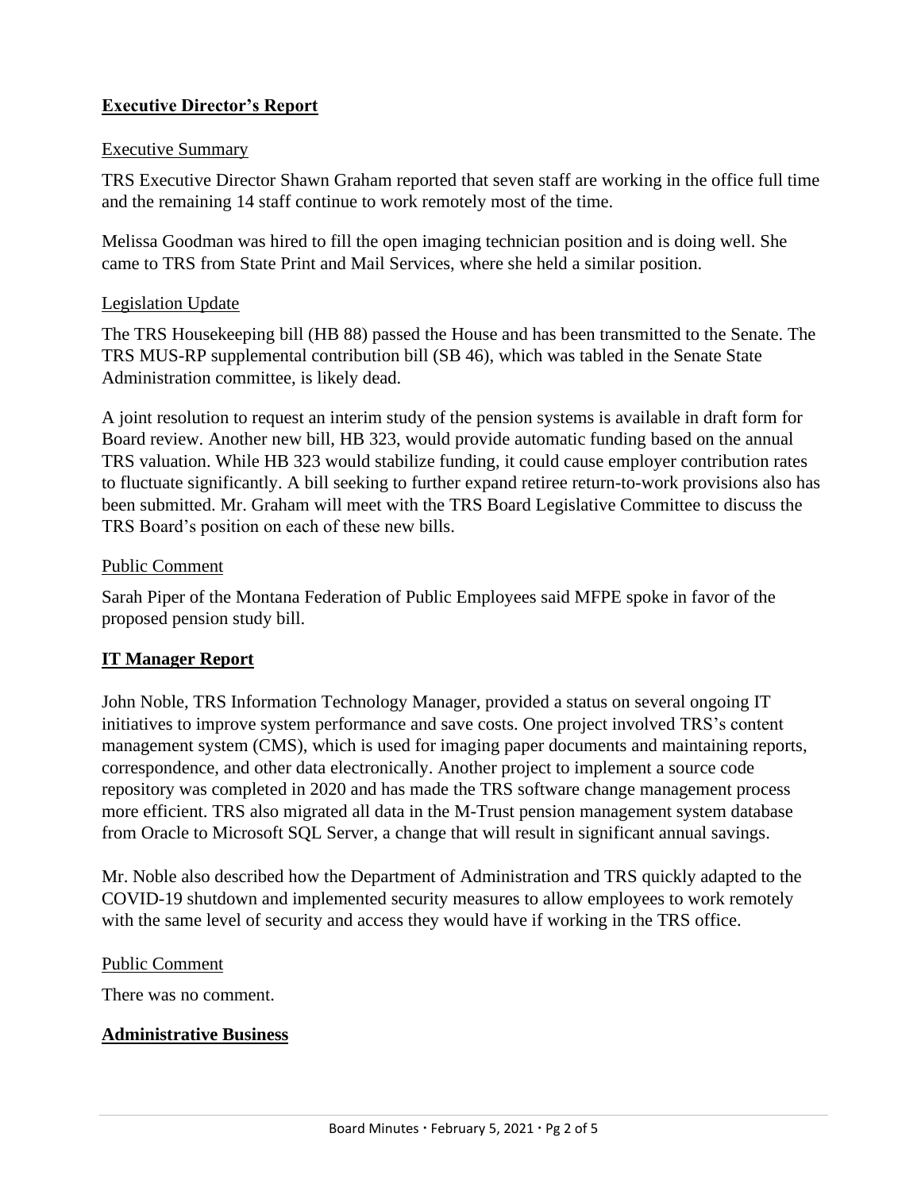## Executive Director's Report

### Executive Summary

TRS Executive Director Shawn Graham reported that seven staff are working in the office full time and the remaining 14 staff continue to work remotely most of the time.

Melissa Goodman was hired to fill the open imaging technician position and is doing well. She came to TRS from State Print and Mail Services, where she held a similar position.

### Legislation Update

The TRS Housekeeping bill (HB 88) passed the House and has been transmitted to the Senate. The TRS MUS-RP supplemental contribution bill (SB 46), which was tabled in the Senate State Administration committee, is likely dead.

A joint resolution to request an interim study of the pension systems is available in draft form for Board review. Another new bill, HB 323, would provide automatic funding based on the annual TRS valuation. While HB 323 would stabilize funding, it could cause employer contribution rates to fluctuate significantly. A bill seeking to further expand retiree return-to-work provisions also has been submitted. Mr. Graham will meet with the TRS Board Legislative Committee to discuss the TRS Board's position on each of these new bills.

### Public Comment

Sarah Piper of the Montana Federation of Public Employees said MFPE spoke in favor of the proposed pension study bill.

## IT Manager Report

John Noble, TRS Information Technology Manager, provided a status on several ongoing IT initiatives to improve system performance and save costs. One project involved TRS's content management system (CMS), which is used for imaging paper documents and maintaining reports, correspondence, and other data electronically. Another project to implement a source code repository was completed in 2020 and has made the TRS software change management process more efficient. TRS also migrated all data in the M-Trust pension management system database from Oracle to Microsoft SQL Server, a change that will result in significant annual savings.

Mr. Noble also described how the Department of Administration and TRS quickly adapted to the COVID-19 shutdown and implemented security measures to allow employees to work remotely with the same level of security and access they would have if working in the TRS office.

### Public Comment

There was no comment.

## Administrative Business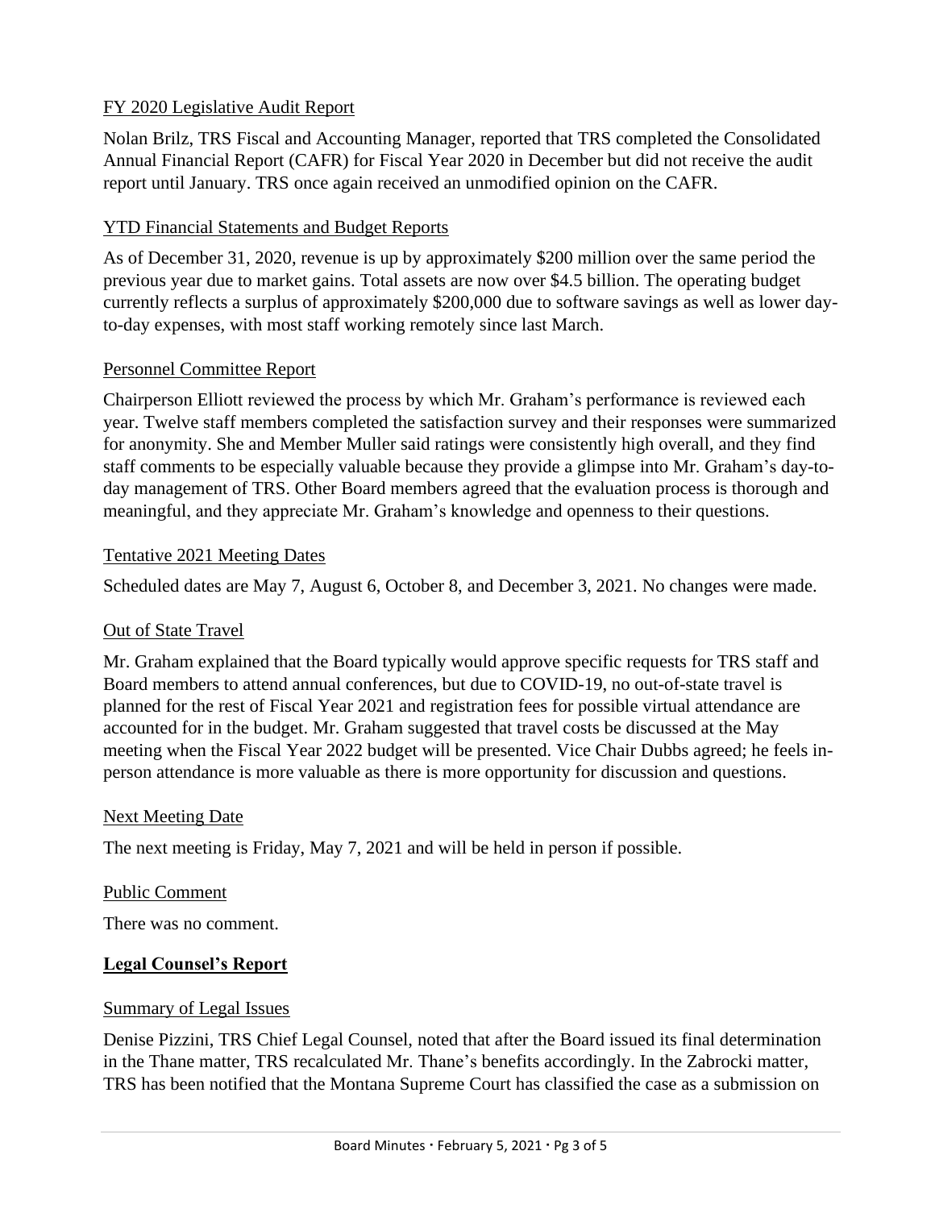FY 2020 Legislative Audit Report

Nolan Brilz, TRS Fiscal and Accounting Manager, reported that TRS completed the Consolidated Annual Financial Report (CAFR) for Fiscal Year 2020 in December but did not receive the audit report until January. TRS once again received an unmodified opinion on the CAFR.

YTD Financial Statements and Budget Reports

As of December 31, 2020, revenue is up by approximately $200 million over the same period the previous year due to market gains. Total assets are now over $4.5 billion. The operating budget currently reflects a surplus of approximately $200,000 due to software savings as well as lower day-to-day expenses, with most staff working remotely since last March.

Personnel Committee Report

Chairperson Elliott reviewed the process by which Mr. Graham's performance is reviewed each year. Twelve staff members completed the satisfaction survey and their responses were summarized for anonymity. She and Member Muller said ratings were consistently high overall, and they find staff comments to be especially valuable because they provide a glimpse into Mr. Graham's day-to-day management of TRS. Other Board members agreed that the evaluation process is thorough and meaningful, and they appreciate Mr. Graham's knowledge and openness to their questions.

Tentative 2021 Meeting Dates

Scheduled dates are May 7, August 6, October 8, and December 3, 2021. No changes were made.

Out of State Travel

Mr. Graham explained that the Board typically would approve specific requests for TRS staff and Board members to attend annual conferences, but due to COVID-19, no out-of-state travel is planned for the rest of Fiscal Year 2021 and registration fees for possible virtual attendance are accounted for in the budget. Mr. Graham suggested that travel costs be discussed at the May meeting when the Fiscal Year 2022 budget will be presented. Vice Chair Dubbs agreed; he feels in-person attendance is more valuable as there is more opportunity for discussion and questions.

Next Meeting Date

The next meeting is Friday, May 7, 2021 and will be held in person if possible.

Public Comment

There was no comment.

**Legal Counsel's Report**

Summary of Legal Issues

Denise Pizzini, TRS Chief Legal Counsel, noted that after the Board issued its final determination in the Thane matter, TRS recalculated Mr. Thane's benefits accordingly. In the Zabrocki matter, TRS has been notified that the Montana Supreme Court has classified the case as a submission on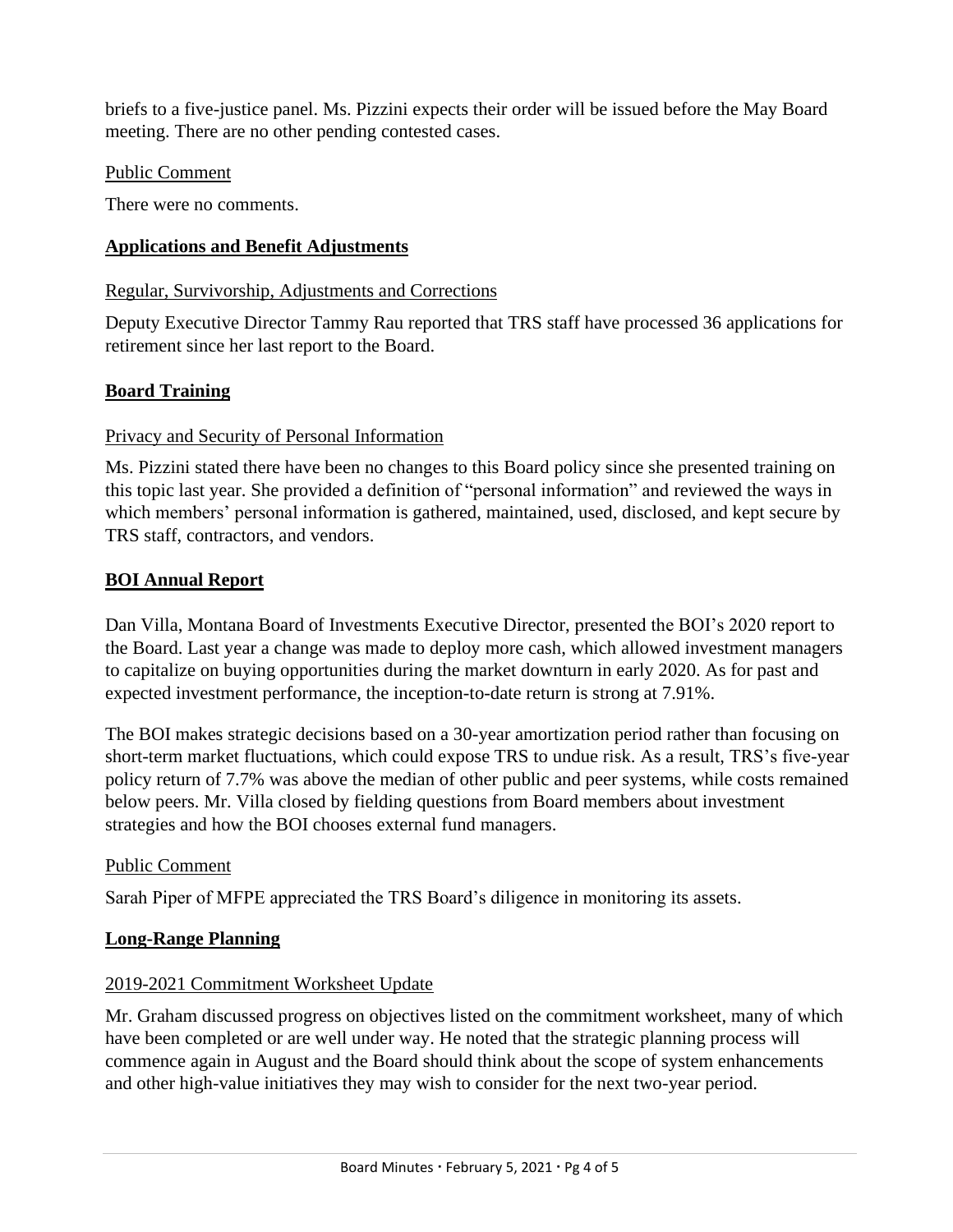briefs to a five-justice panel. Ms. Pizzini expects their order will be issued before the May Board meeting. There are no other pending contested cases.

Public Comment

There were no comments.

## Applications and Benefit Adjustments

Regular, Survivorship, Adjustments and Corrections

Deputy Executive Director Tammy Rau reported that TRS staff have processed 36 applications for retirement since her last report to the Board.

## Board Training

Privacy and Security of Personal Information

Ms. Pizzini stated there have been no changes to this Board policy since she presented training on this topic last year. She provided a definition of "personal information" and reviewed the ways in which members' personal information is gathered, maintained, used, disclosed, and kept secure by TRS staff, contractors, and vendors.

## BOI Annual Report

Dan Villa, Montana Board of Investments Executive Director, presented the BOI's 2020 report to the Board. Last year a change was made to deploy more cash, which allowed investment managers to capitalize on buying opportunities during the market downturn in early 2020. As for past and expected investment performance, the inception-to-date return is strong at 7.91%.

The BOI makes strategic decisions based on a 30-year amortization period rather than focusing on short-term market fluctuations, which could expose TRS to undue risk. As a result, TRS's five-year policy return of 7.7% was above the median of other public and peer systems, while costs remained below peers. Mr. Villa closed by fielding questions from Board members about investment strategies and how the BOI chooses external fund managers.

Public Comment

Sarah Piper of MFPE appreciated the TRS Board's diligence in monitoring its assets.

## Long-Range Planning

2019-2021 Commitment Worksheet Update

Mr. Graham discussed progress on objectives listed on the commitment worksheet, many of which have been completed or are well under way. He noted that the strategic planning process will commence again in August and the Board should think about the scope of system enhancements and other high-value initiatives they may wish to consider for the next two-year period.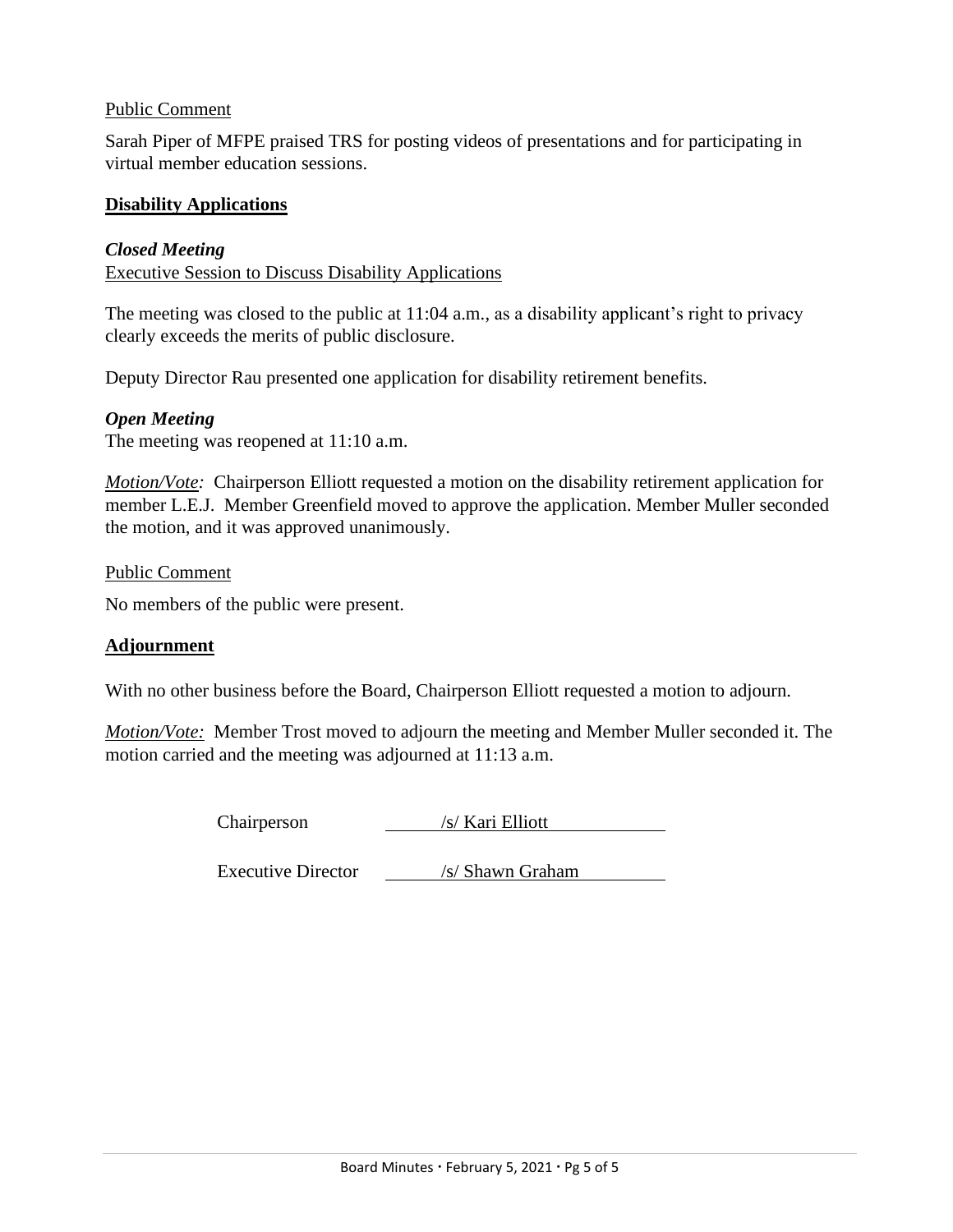Public Comment

Sarah Piper of MFPE praised TRS for posting videos of presentations and for participating in virtual member education sessions.

## Disability Applications

***Closed Meeting***

Executive Session to Discuss Disability Applications

The meeting was closed to the public at 11:04 a.m., as a disability applicant's right to privacy clearly exceeds the merits of public disclosure.

Deputy Director Rau presented one application for disability retirement benefits.

***Open Meeting***

The meeting was reopened at 11:10 a.m.

*Motion/Vote:* Chairperson Elliott requested a motion on the disability retirement application for member L.E.J. Member Greenfield moved to approve the application. Member Muller seconded the motion, and it was approved unanimously.

Public Comment

No members of the public were present.

## Adjournment

With no other business before the Board, Chairperson Elliott requested a motion to adjourn.

*Motion/Vote:* Member Trost moved to adjourn the meeting and Member Muller seconded it. The motion carried and the meeting was adjourned at 11:13 a.m.

Chairperson /s/ Kari Elliott

Executive Director /s/ Shawn Graham